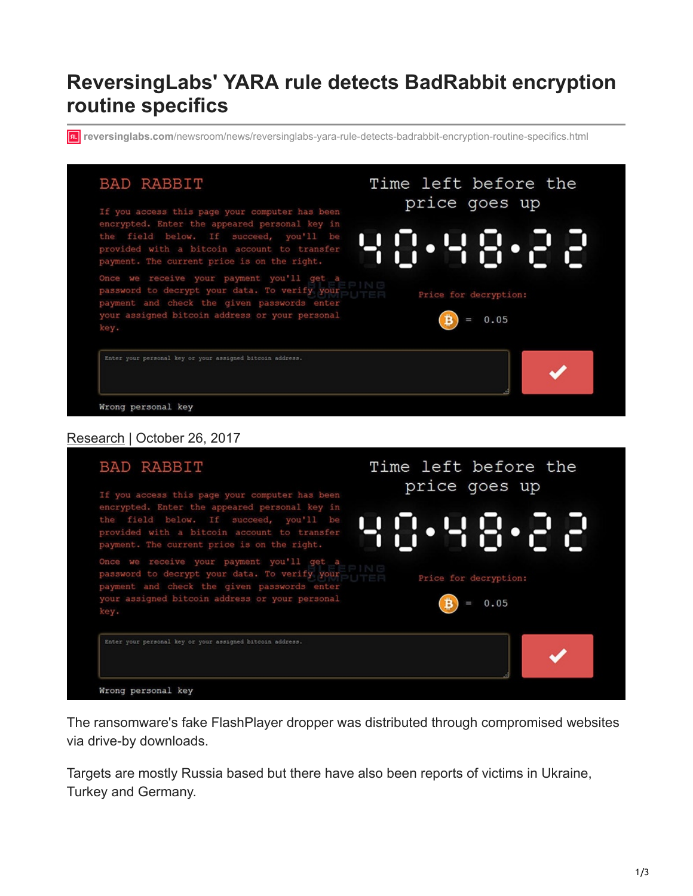# ReversingLabs' YARA rule detects BadRabbit encryption routine specifics

reversinglabs.com/newsroom/news/reversinglabs-yara-rule-detects-badrabbit-encryption-routine-specifics.html

Research | October 26, 2017

The ransomware's fake FlashPlayer dropper was distributed through compromised websites via drive-by downloads.

Targets are mostly Russia based but there have also been reports of victims in Ukraine, Turkey and Germany.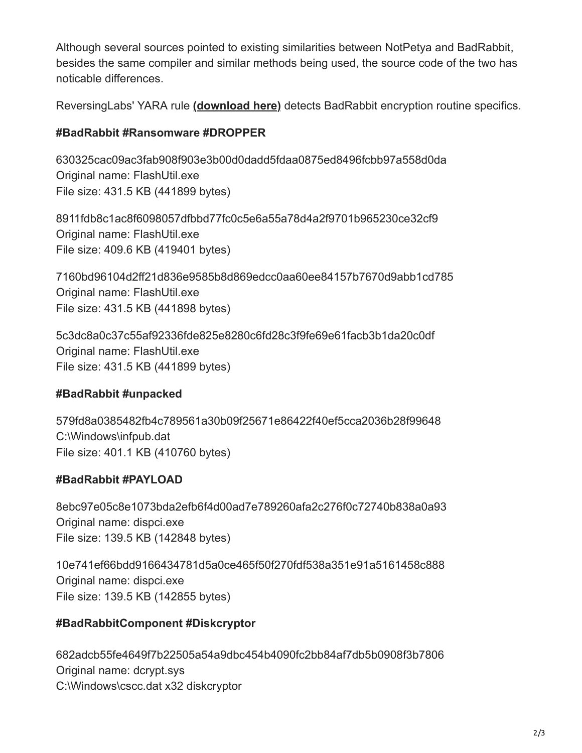Although several sources pointed to existing similarities between NotPetya and BadRabbit, besides the same compiler and similar methods being used, the source code of the two has noticable differences.

ReversingLabs' YARA rule **(download here)** detects BadRabbit encryption routine specifics.

**#BadRabbit #Ransomware #DROPPER**

630325cac09ac3fab908f903e3b00d0dadd5fdaa0875ed8496fcbb97a558d0da
Original name: FlashUtil.exe
File size: 431.5 KB (441899 bytes)

8911fdb8c1ac8f6098057dfbbd77fc0c5e6a55a78d4a2f9701b965230ce32cf9
Original name: FlashUtil.exe
File size: 409.6 KB (419401 bytes)

7160bd96104d2ff21d836e9585b8d869edcc0aa60ee84157b7670d9abb1cd785
Original name: FlashUtil.exe
File size: 431.5 KB (441898 bytes)

5c3dc8a0c37c55af92336fde825e8280c6fd28c3f9fe69e61facb3b1da20c0df
Original name: FlashUtil.exe
File size: 431.5 KB (441899 bytes)

**#BadRabbit #unpacked**

579fd8a0385482fb4c789561a30b09f25671e86422f40ef5cca2036b28f99648
C:\Windows\infpub.dat
File size: 401.1 KB (410760 bytes)

**#BadRabbit #PAYLOAD**

8ebc97e05c8e1073bda2efb6f4d00ad7e789260afa2c276f0c72740b838a0a93
Original name: dispci.exe
File size: 139.5 KB (142848 bytes)

10e741ef66bdd9166434781d5a0ce465f50f270fdf538a351e91a5161458c888
Original name: dispci.exe
File size: 139.5 KB (142855 bytes)

**#BadRabbitComponent #Diskcryptor**

682adcb55fe4649f7b22505a54a9dbc454b4090fc2bb84af7db5b0908f3b7806
Original name: dcrypt.sys
C:\Windows\cscc.dat x32 diskcryptor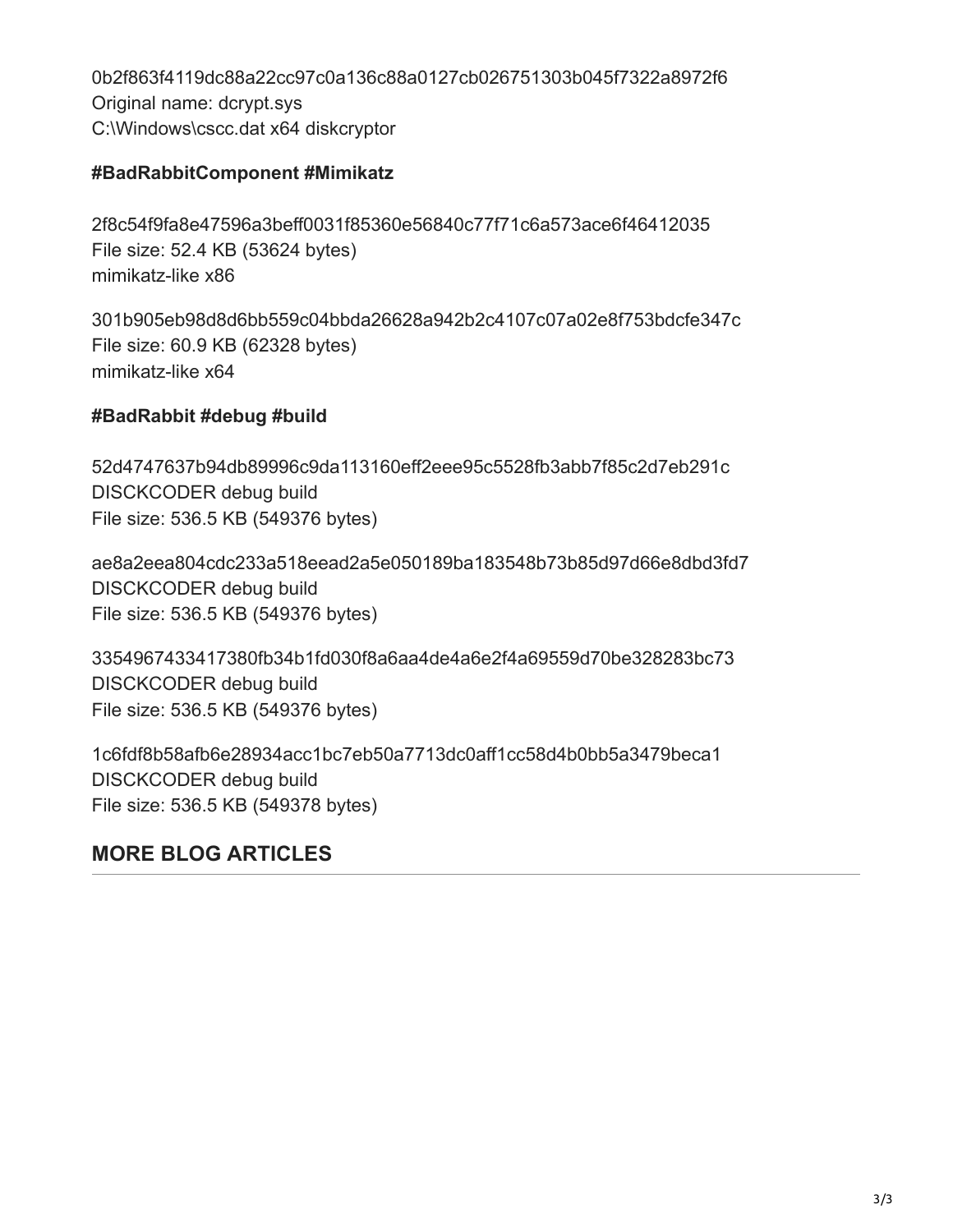0b2f863f4119dc88a22cc97c0a136c88a0127cb026751303b045f7322a8972f6
Original name: dcrypt.sys
C:\Windows\cscc.dat x64 diskcryptor

**#BadRabbitComponent #Mimikatz**

2f8c54f9fa8e47596a3beff0031f85360e56840c77f71c6a573ace6f46412035
File size: 52.4 KB (53624 bytes)
mimikatz-like x86

301b905eb98d8d6bb559c04bbda26628a942b2c4107c07a02e8f753bdcfe347c
File size: 60.9 KB (62328 bytes)
mimikatz-like x64

**#BadRabbit #debug #build**

52d4747637b94db89996c9da113160eff2eee95c5528fb3abb7f85c2d7eb291c
DISCKCODER debug build
File size: 536.5 KB (549376 bytes)

ae8a2eea804cdc233a518eead2a5e050189ba183548b73b85d97d66e8dbd3fd7
DISCKCODER debug build
File size: 536.5 KB (549376 bytes)

3354967433417380fb34b1fd030f8a6aa4de4a6e2f4a69559d70be328283bc73
DISCKCODER debug build
File size: 536.5 KB (549376 bytes)

1c6fdf8b58afb6e28934acc1bc7eb50a7713dc0aff1cc58d4b0bb5a3479beca1
DISCKCODER debug build
File size: 536.5 KB (549378 bytes)

## MORE BLOG ARTICLES